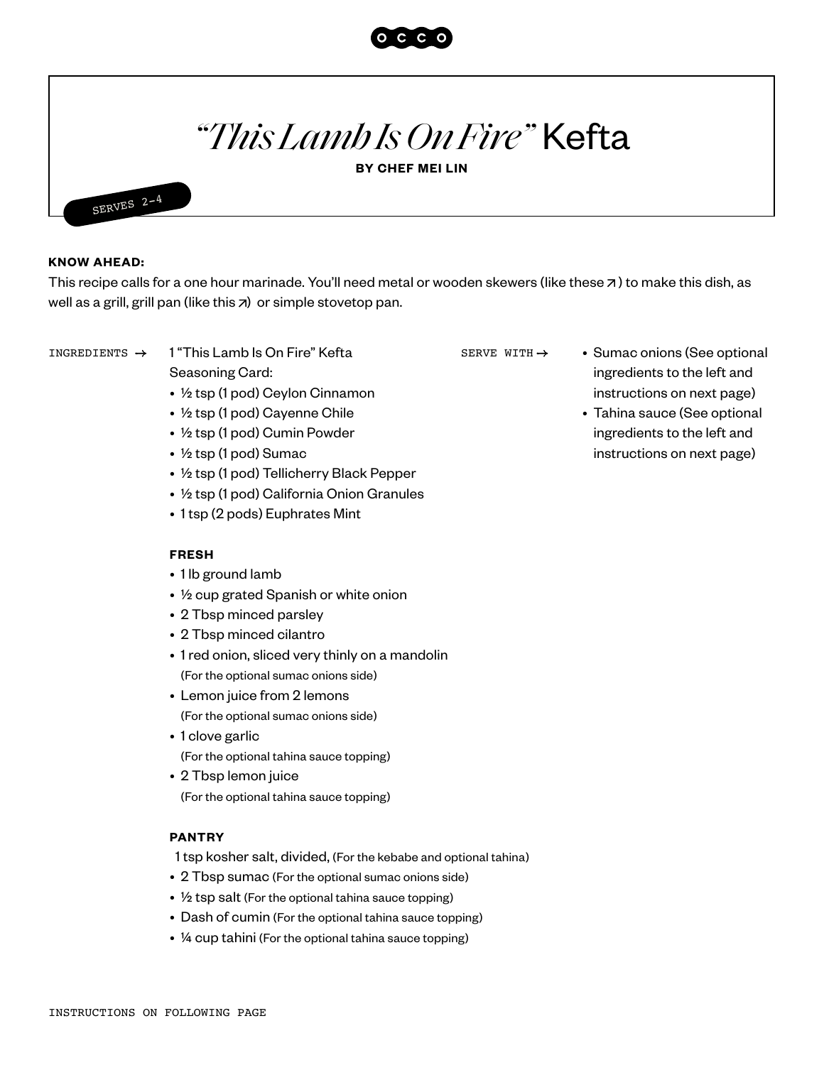# *"This Lamb Is On Fire"* Kefta

**BY CHEF MEI LIN**

SERVES 2-4

**KNOW AHEAD:**

This recipe calls for a one hour marinade. You'll need metal or wooden skewers (like these ↗) to make this dish, as well as a grill, grill pan (like this ↗) or simple stovetop pan.

INGREDIENTS →

1 "This Lamb Is On Fire" Kefta Seasoning Card:

- ½ tsp (1 pod) Ceylon Cinnamon
- ½ tsp (1 pod) Cayenne Chile
- ½ tsp (1 pod) Cumin Powder
- ½ tsp (1 pod) Sumac
- ½ tsp (1 pod) Tellicherry Black Pepper
- ½ tsp (1 pod) California Onion Granules
- 1 tsp (2 pods) Euphrates Mint

**FRESH**

- 1 lb ground lamb
- ½ cup grated Spanish or white onion
- 2 Tbsp minced parsley
- 2 Tbsp minced cilantro
- 1 red onion, sliced very thinly on a mandolin (For the optional sumac onions side)
- Lemon juice from 2 lemons (For the optional sumac onions side)
- 1 clove garlic (For the optional tahina sauce topping)
- 2 Tbsp lemon juice (For the optional tahina sauce topping)

**PANTRY**

1 tsp kosher salt, divided, (For the kebabe and optional tahina)

- 2 Tbsp sumac (For the optional sumac onions side)
- ½ tsp salt (For the optional tahina sauce topping)
- Dash of cumin (For the optional tahina sauce topping)
- ¼ cup tahini (For the optional tahina sauce topping)

SERVE WITH →

- Sumac onions (See optional ingredients to the left and instructions on next page)
- Tahina sauce (See optional ingredients to the left and instructions on next page)

INSTRUCTIONS ON FOLLOWING PAGE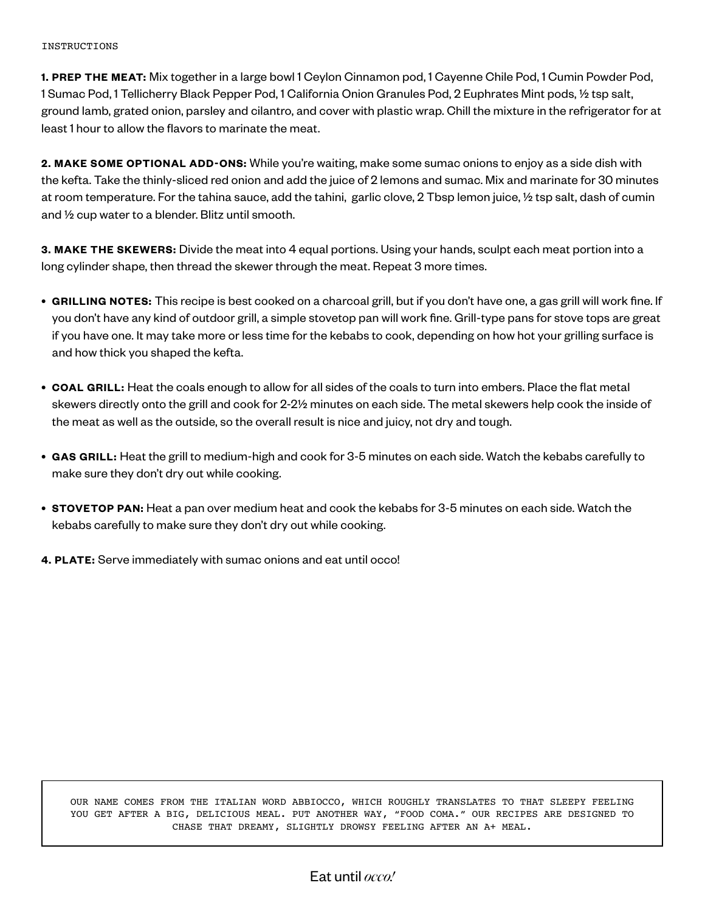INSTRUCTIONS

**1. PREP THE MEAT:** Mix together in a large bowl 1 Ceylon Cinnamon pod, 1 Cayenne Chile Pod, 1 Cumin Powder Pod, 1 Sumac Pod, 1 Tellicherry Black Pepper Pod, 1 California Onion Granules Pod, 2 Euphrates Mint pods, ½ tsp salt, ground lamb, grated onion, parsley and cilantro, and cover with plastic wrap. Chill the mixture in the refrigerator for at least 1 hour to allow the flavors to marinate the meat.

**2. MAKE SOME OPTIONAL ADD-ONS:** While you're waiting, make some sumac onions to enjoy as a side dish with the kefta. Take the thinly-sliced red onion and add the juice of 2 lemons and sumac. Mix and marinate for 30 minutes at room temperature. For the tahina sauce, add the tahini, garlic clove, 2 Tbsp lemon juice, ½ tsp salt, dash of cumin and ½ cup water to a blender. Blitz until smooth.

**3. MAKE THE SKEWERS:** Divide the meat into 4 equal portions. Using your hands, sculpt each meat portion into a long cylinder shape, then thread the skewer through the meat. Repeat 3 more times.

- **GRILLING NOTES:** This recipe is best cooked on a charcoal grill, but if you don't have one, a gas grill will work fine. If you don't have any kind of outdoor grill, a simple stovetop pan will work fine. Grill-type pans for stove tops are great if you have one. It may take more or less time for the kebabs to cook, depending on how hot your grilling surface is and how thick you shaped the kefta.
- **COAL GRILL:** Heat the coals enough to allow for all sides of the coals to turn into embers. Place the flat metal skewers directly onto the grill and cook for 2-2½ minutes on each side. The metal skewers help cook the inside of the meat as well as the outside, so the overall result is nice and juicy, not dry and tough.
- **GAS GRILL:** Heat the grill to medium-high and cook for 3-5 minutes on each side. Watch the kebabs carefully to make sure they don't dry out while cooking.
- **STOVETOP PAN:** Heat a pan over medium heat and cook the kebabs for 3-5 minutes on each side. Watch the kebabs carefully to make sure they don't dry out while cooking.

**4. PLATE:** Serve immediately with sumac onions and eat until occo!

OUR NAME COMES FROM THE ITALIAN WORD ABBIOCCO, WHICH ROUGHLY TRANSLATES TO THAT SLEEPY FEELING YOU GET AFTER A BIG, DELICIOUS MEAL. PUT ANOTHER WAY, "FOOD COMA." OUR RECIPES ARE DESIGNED TO CHASE THAT DREAMY, SLIGHTLY DROWSY FEELING AFTER AN A+ MEAL.